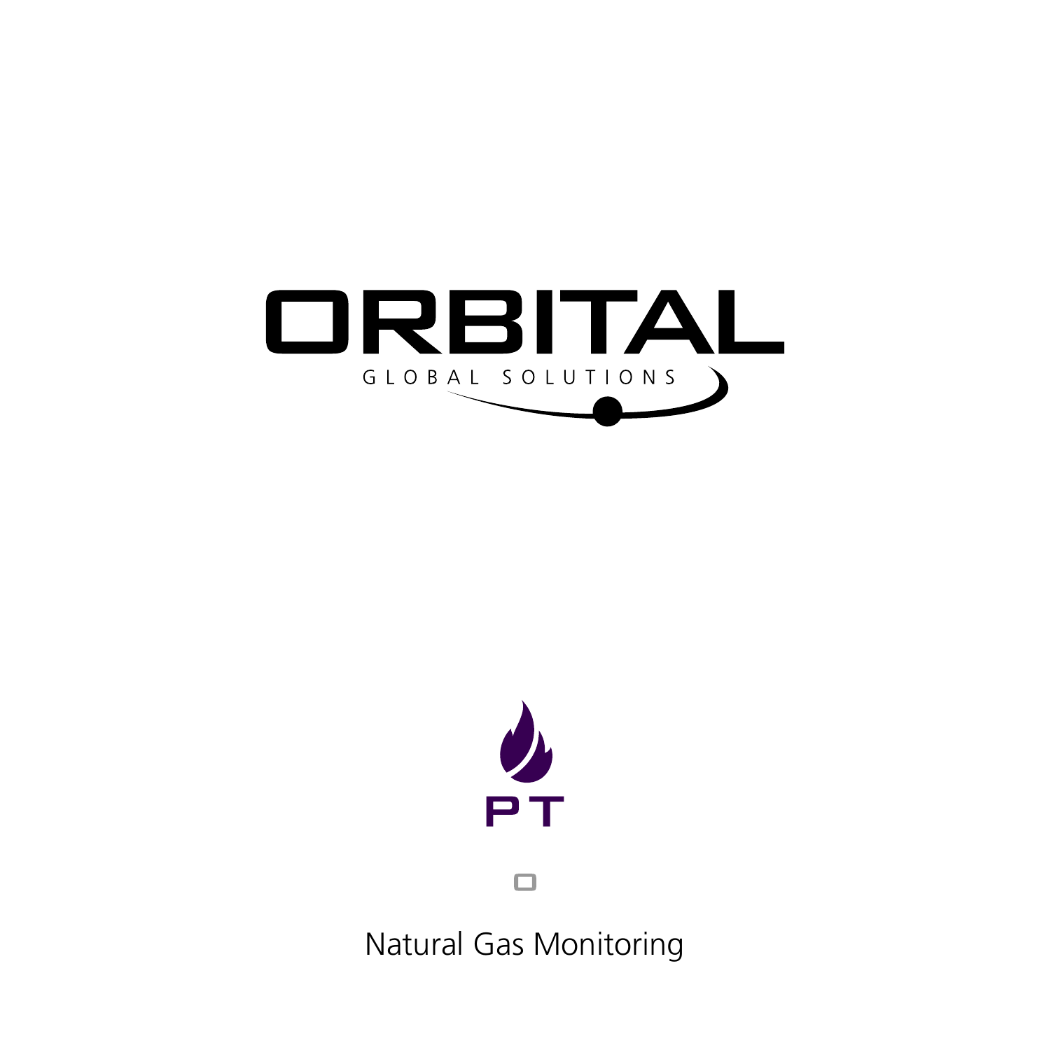ORBITAL

GLOBAL SOLUTIONS

PT

Natural Gas Monitoring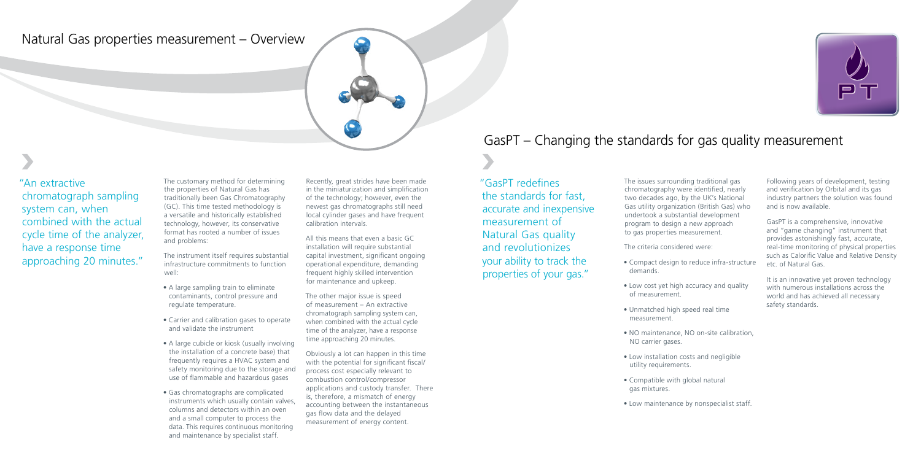# Natural Gas properties measurement – Overview

"An extractive chromatograph sampling system can, when combined with the actual cycle time of the analyzer, have a response time approaching 20 minutes."

The customary method for determining the properties of Natural Gas has traditionally been Gas Chromatography (GC). This time tested methodology is a versatile and historically established technology, however, its conservative format has rooted a number of issues and problems:

The instrument itself requires substantial infrastructure commitments to function well:

- A large sampling train to eliminate contaminants, control pressure and regulate temperature.
- Carrier and calibration gases to operate and validate the instrument
- A large cubicle or kiosk (usually involving the installation of a concrete base) that frequently requires a HVAC system and safety monitoring due to the storage and use of flammable and hazardous gases
- Gas chromatographs are complicated instruments which usually contain valves, columns and detectors within an oven and a small computer to process the data. This requires continuous monitoring and maintenance by specialist staff.

Recently, great strides have been made in the miniaturization and simplification of the technology; however, even the newest gas chromatographs still need local cylinder gases and have frequent calibration intervals.

All this means that even a basic GC installation will require substantial capital investment, significant ongoing operational expenditure, demanding frequent highly skilled intervention for maintenance and upkeep.

The other major issue is speed of measurement – An extractive chromatograph sampling system can, when combined with the actual cycle time of the analyzer, have a response time approaching 20 minutes.

Obviously a lot can happen in this time with the potential for significant fiscal/ process cost especially relevant to combustion control/compressor applications and custody transfer. There is, therefore, a mismatch of energy accounting between the instantaneous gas flow data and the delayed measurement of energy content.

# GasPT – Changing the standards for gas quality measurement

"GasPT redefines the standards for fast, accurate and inexpensive measurement of Natural Gas quality and revolutionizes your ability to track the properties of your gas."

The issues surrounding traditional gas chromatography were identified, nearly two decades ago, by the UK's National Gas utility organization (British Gas) who undertook a substantial development program to design a new approach to gas properties measurement.

The criteria considered were:

- Compact design to reduce infra-structure demands.
- Low cost yet high accuracy and quality of measurement.
- Unmatched high speed real time measurement.
- NO maintenance, NO on-site calibration, NO carrier gases.
- Low installation costs and negligible utility requirements.
- Compatible with global natural gas mixtures.
- Low maintenance by nonspecialist staff.

Following years of development, testing and verification by Orbital and its gas industry partners the solution was found and is now available.

GasPT is a comprehensive, innovative and "game changing" instrument that provides astonishingly fast, accurate, real-time monitoring of physical properties such as Calorific Value and Relative Density etc. of Natural Gas.

It is an innovative yet proven technology with numerous installations across the world and has achieved all necessary safety standards.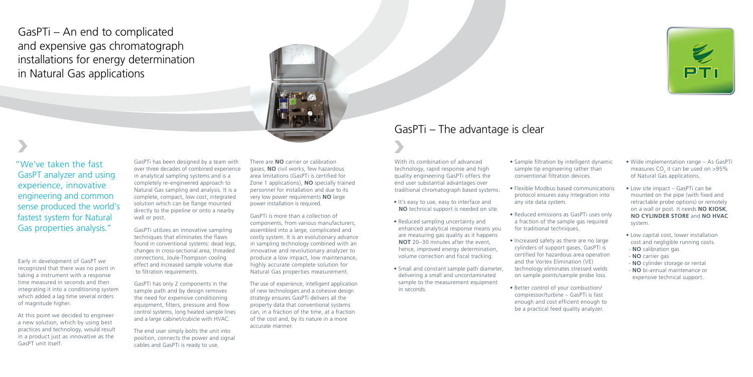# GasPTi – An end to complicated and expensive gas chromatograph installations for energy determination in Natural Gas applications

"We've taken the fast GasPT analyzer and using experience, innovative engineering and common sense produced the world's fastest system for Natural Gas properties analysis."

Early in development of GasPT we recognized that there was no point in taking a instrument with a response time measured in seconds and then integrating it into a conditioning system which added a lag time several orders of magnitude higher.

At this point we decided to engineer a new solution, which by using best practices and technology, would result in a product just as innovative as the GasPT unit itself.

GasPTi has been designed by a team with over three decades of combined experience in analytical sampling systems and is a completely re-engineered approach to Natural Gas sampling and analysis. It is a complete, compact, low cost, integrated solution which can be flange mounted directly to the pipeline or onto a nearby wall or post.

GasPTi utilizes an innovative sampling techniques that eliminates the flaws found in conventional systems: dead legs, changes in cross-sectional area, threaded connections, Joule-Thompson cooling effect and increased sample volume due to filtration requirements.

GasPTi has only 2 components in the sample path and by design removes the need for expensive conditioning equipment, filters, pressure and flow control systems, long heated sample lines and a large cabinet/cubicle with HVAC.

The end user simply bolts the unit into position, connects the power and signal cables and GasPTi is ready to use.

There are **NO** carrier or calibration gases, **NO** civil works, few hazardous area limitations (GasPTi is certified for Zone 1 applications), **NO** specially trained personnel for installation and due to its very low power requirements **NO** large power installation is required.

GasPTi is more than a collection of components, from various manufacturers, assembled into a large, complicated and costly system. It is an evolutionary advance in sampling technology combined with an innovative and revolutionary analyzer to produce a low impact, low maintenance, highly accurate complete solution for Natural Gas properties measurement.

The use of experience, intelligent application of new technologies and a cohesive design strategy ensures GasPTi delivers all the property data that conventional systems can, in a fraction of the time, at a fraction of the cost and, by its nature in a more accurate manner.

## GasPTi – The advantage is clear

With its combination of advanced technology, rapid response and high quality engineering GasPTi offers the end user substantial advantages over traditional chromatograph based systems:

- It's easy to use, easy to interface and **NO** technical support is needed on site.
- Reduced sampling uncertainty and enhanced analytical response means you are measuring gas quality as it happens **NOT** 20–30 minutes after the event, hence, improved energy determination, volume correction and fiscal tracking.
- Small and constant sample path diameter, delivering a small and uncontaminated sample to the measurement equipment in seconds.
- Sample filtration by intelligent dynamic sample tip engineering rather than conventional filtration devices.
- Flexible Modbus based communications protocol ensures easy integration into any site data system.
- Reduced emissions as GasPTi uses only a fraction of the sample gas required for traditional techniques.
- Increased safety as there are no large cylinders of support gases, GasPTi is certified for hazardous area operation and the Vortex Elimination (VE) technology eliminates stressed welds on sample points/sample probe loss.
- Better control of your combustion/compressor/turbine – GasPTi is fast enough and cost efficient enough to be a practical feed quality analyzer.
- Wide implementation range – As GasPTi measures $CO_2$ it can be used on >95% of Natural Gas applications.
- Low site impact – GasPTi can be mounted on the pipe (with fixed and retractable probe options) or remotely on a wall or post. It needs **NO KIOSK**, **NO CYLINDER STORE** and **NO HVAC** system.
- Low capital cost, lower installation cost and negligible running costs.
  - **NO** calibration gas
  - **NO** carrier gas
  - **NO** cylinder storage or rental
  - **NO** bi-annual maintenance or expensive technical support.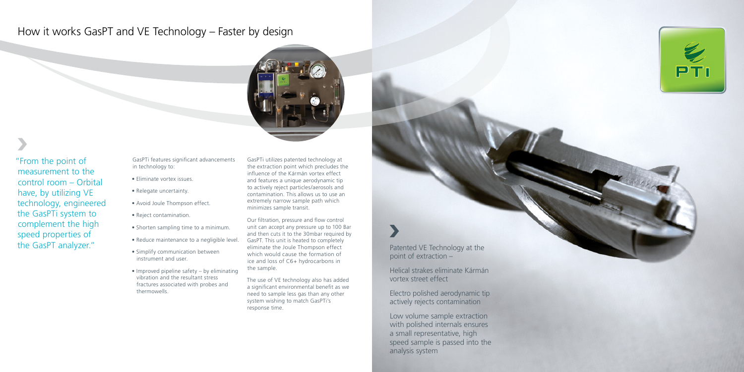# How it works GasPT and VE Technology – Faster by design

"From the point of measurement to the control room – Orbital have, by utilizing VE technology, engineered the GasPTi system to complement the high speed properties of the GasPT analyzer."

GasPTi features significant advancements in technology to:

- Eliminate vortex issues.
- Relegate uncertainty.
- Avoid Joule Thompson effect.
- Reject contamination.
- Shorten sampling time to a minimum.
- Reduce maintenance to a negligible level.
- Simplify communication between instrument and user.
- Improved pipeline safety – by eliminating vibration and the resultant stress fractures associated with probes and thermowells.

GasPTi utilizes patented technology at the extraction point which precludes the influence of the Kármán vortex effect and features a unique aerodynamic tip to actively reject particles/aerosols and contamination. This allows us to use an extremely narrow sample path which minimizes sample transit.

Our filtration, pressure and flow control unit can accept any pressure up to 100 Bar and then cuts it to the 30mbar required by GasPT. This unit is heated to completely eliminate the Joule Thompson effect which would cause the formation of ice and loss of C6+ hydrocarbons in the sample.

The use of VE technology also has added a significant environmental benefit as we need to sample less gas than any other system wishing to match GasPTi's response time.

Patented VE Technology at the point of extraction –

Helical strakes eliminate Kármán vortex street effect

Electro polished aerodynamic tip actively rejects contamination

Low volume sample extraction with polished internals ensures a small representative, high speed sample is passed into the analysis system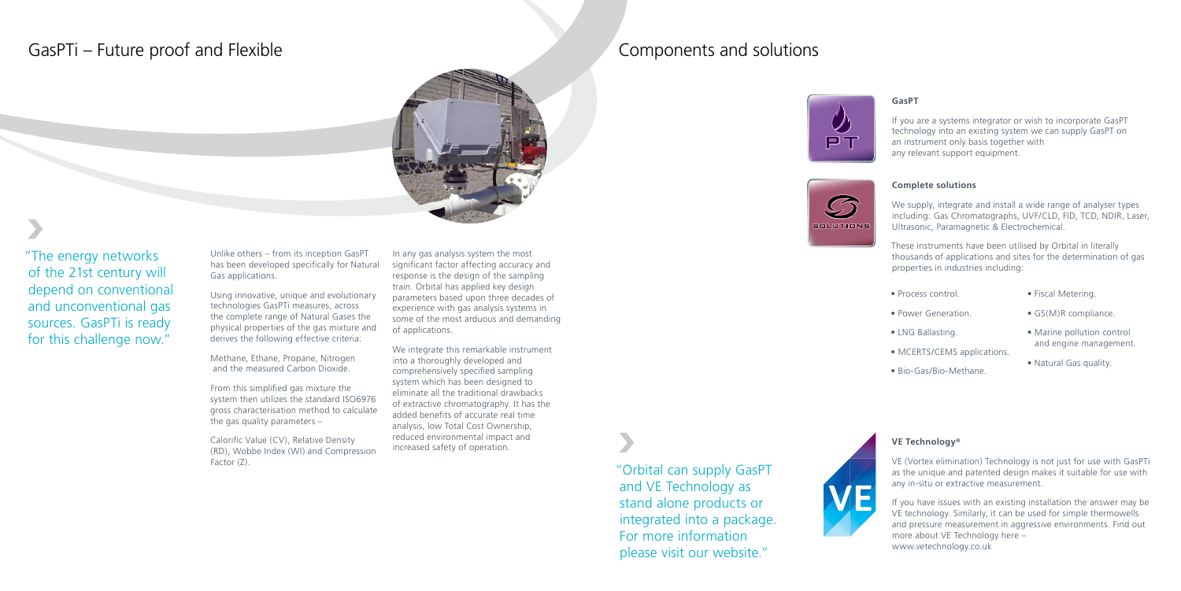# GasPTi – Future proof and Flexible

"The energy networks of the 21st century will depend on conventional and unconventional gas sources. GasPTi is ready for this challenge now."

Unlike others – from its inception GasPT has been developed specifically for Natural Gas applications.

Using innovative, unique and evolutionary technologies GasPTi measures, across the complete range of Natural Gases the physical properties of the gas mixture and derives the following effective criteria:

Methane, Ethane, Propane, Nitrogen and the measured Carbon Dioxide.

From this simplified gas mixture the system then utilizes the standard ISO6976 gross characterisation method to calculate the gas quality parameters –

Calorific Value (CV), Relative Density (RD), Wobbe Index (WI) and Compression Factor (Z).

In any gas analysis system the most significant factor affecting accuracy and response is the design of the sampling train. Orbital has applied key design parameters based upon three decades of experience with gas analysis systems in some of the most arduous and demanding of applications.

We integrate this remarkable instrument into a thoroughly developed and comprehensively specified sampling system which has been designed to eliminate all the traditional drawbacks of extractive chromatography. It has the added benefits of accurate real time analysis, low Total Cost Ownership, reduced environmental impact and increased safety of operation.

# Components and solutions

### GasPT

If you are a systems integrator or wish to incorporate GasPT technology into an existing system we can supply GasPT on an instrument only basis together with any relevant support equipment.

### Complete solutions

We supply, integrate and install a wide range of analyser types including: Gas Chromatographs, UVF/CLD, FID, TCD, NDIR, Laser, Ultrasonic, Paramagnetic & Electrochemical.

These instruments have been utilised by Orbital in literally thousands of applications and sites for the determination of gas properties in industries including:

- Process control.
- Power Generation.
- LNG Ballasting.
- MCERTS/CEMS applications.
- Bio-Gas/Bio-Methane.
- Fiscal Metering.
- GS(M)R compliance.
- Marine pollution control and engine management.
- Natural Gas quality.

"Orbital can supply GasPT and VE Technology as stand alone products or integrated into a package. For more information please visit our website."

### VE Technology®

VE (Vortex elimination) Technology is not just for use with GasPTi as the unique and patented design makes it suitable for use with any in-situ or extractive measurement.

If you have issues with an existing installation the answer may be VE technology. Similarly, it can be used for simple thermowells and pressure measurement in aggressive environments. Find out more about VE Technology here – www.vetechnology.co.uk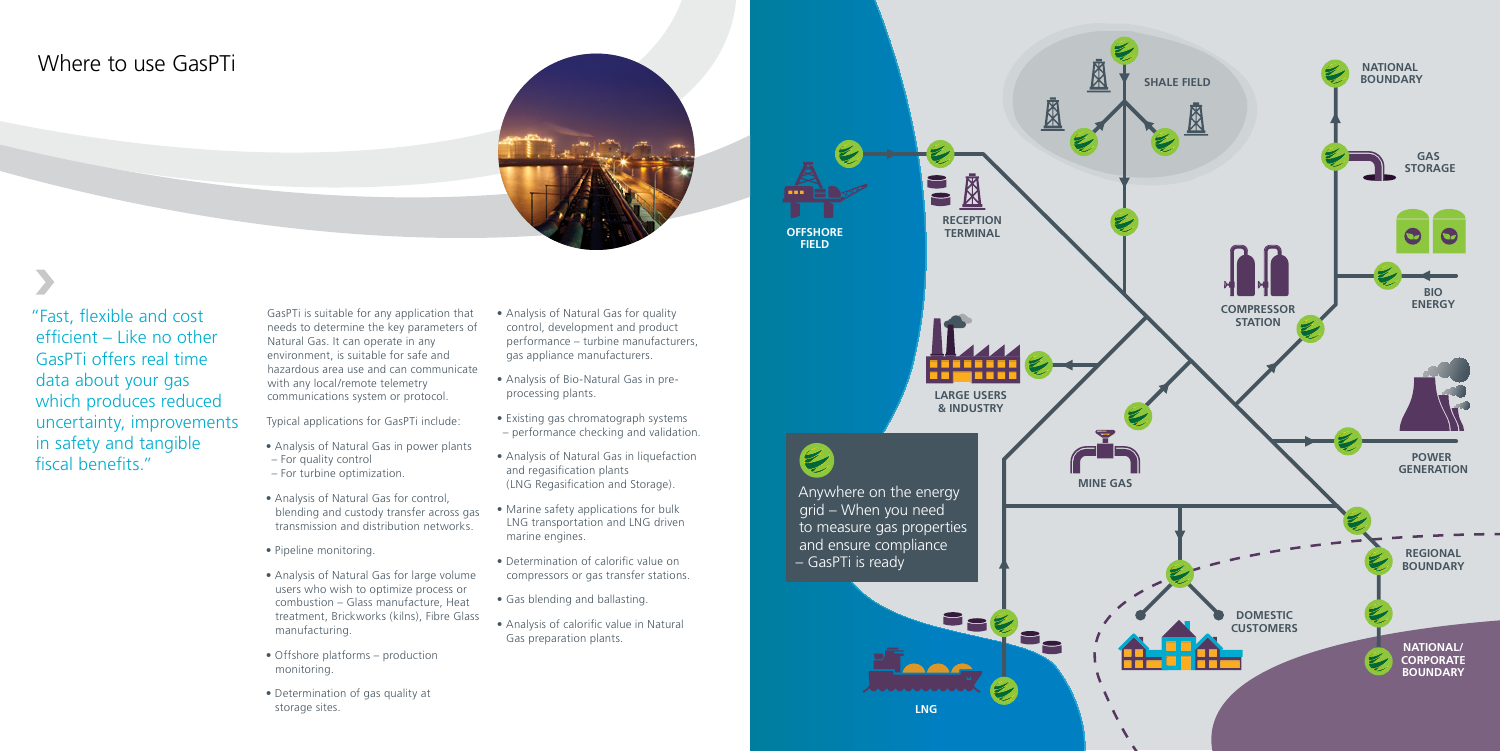# Where to use GasPTi

"Fast, flexible and cost efficient – Like no other GasPTi offers real time data about your gas which produces reduced uncertainty, improvements in safety and tangible fiscal benefits."

GasPTi is suitable for any application that needs to determine the key parameters of Natural Gas. It can operate in any environment, is suitable for safe and hazardous area use and can communicate with any local/remote telemetry communications system or protocol.

Typical applications for GasPTi include:

- Analysis of Natural Gas in power plants
  - For quality control
  - For turbine optimization.
- Analysis of Natural Gas for control, blending and custody transfer across gas transmission and distribution networks.
- Pipeline monitoring.
- Analysis of Natural Gas for large volume users who wish to optimize process or combustion – Glass manufacture, Heat treatment, Brickworks (kilns), Fibre Glass manufacturing.
- Offshore platforms – production monitoring.
- Determination of gas quality at storage sites.
- Analysis of Natural Gas for quality control, development and product performance – turbine manufacturers, gas appliance manufacturers.
- Analysis of Bio-Natural Gas in pre-processing plants.
- Existing gas chromatograph systems – performance checking and validation.
- Analysis of Natural Gas in liquefaction and regasification plants (LNG Regasification and Storage).
- Marine safety applications for bulk LNG transportation and LNG driven marine engines.
- Determination of calorific value on compressors or gas transfer stations.
- Gas blending and ballasting.
- Analysis of calorific value in Natural Gas preparation plants.

Anywhere on the energy grid – When you need to measure gas properties and ensure compliance – GasPTi is ready

SHALE FIELD

NATIONAL BOUNDARY

GAS STORAGE

OFFSHORE FIELD

RECEPTION TERMINAL

BIO ENERGY

COMPRESSOR STATION

LARGE USERS & INDUSTRY

POWER GENERATION

MINE GAS

REGIONAL BOUNDARY

DOMESTIC CUSTOMERS

NATIONAL/ CORPORATE BOUNDARY

LNG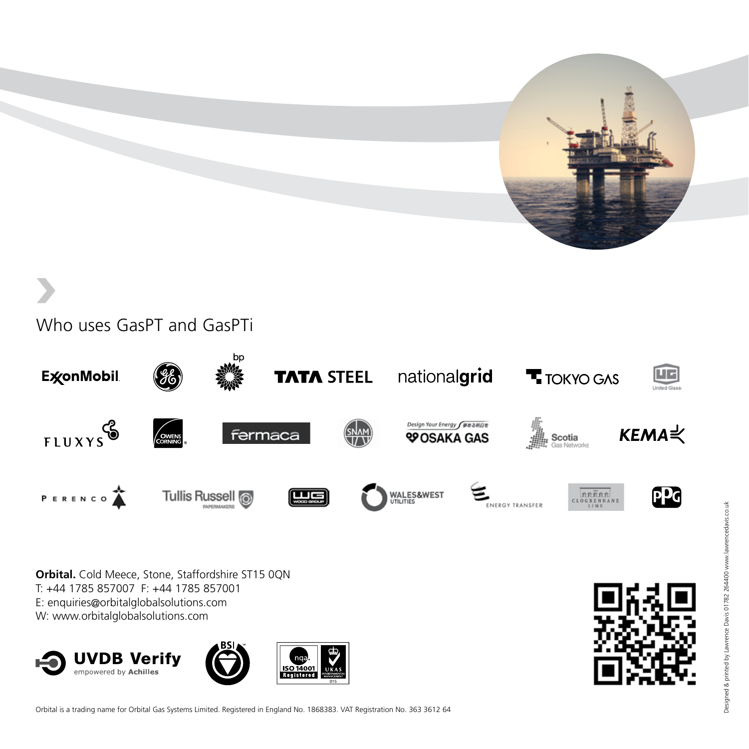## Who uses GasPT and GasPTi

ExxonMobil, GE, bp, TATA STEEL, nationalgrid, TOKYO GAS, United Glass, FLUXYS, OWENS CORNING, fermaca, SNAM, OSAKA GAS, Scotia Gas Networks, KEMA, PERENCO, Tullis Russell Papermakers, Wood Group, WALES&WEST UTILITIES, ENERGY TRANSFER, CLOGRENNANE LIME, PPG

**Orbital.** Cold Meece, Stone, Staffordshire ST15 0QN
T: +44 1785 857007 F: +44 1785 857001
E: enquiries@orbitalglobalsolutions.com
W: www.orbitalglobalsolutions.com

UVDB Verify empowered by Achilles

BSI

nqa. ISO 14001 Registered UKAS Environmental Management 015

Orbital is a trading name for Orbital Gas Systems Limited. Registered in England No. 1868383. VAT Registration No. 363 3612 64

Designed & printed by Lawrence Davis 01782 264400 www.lawrencedavis.co.uk